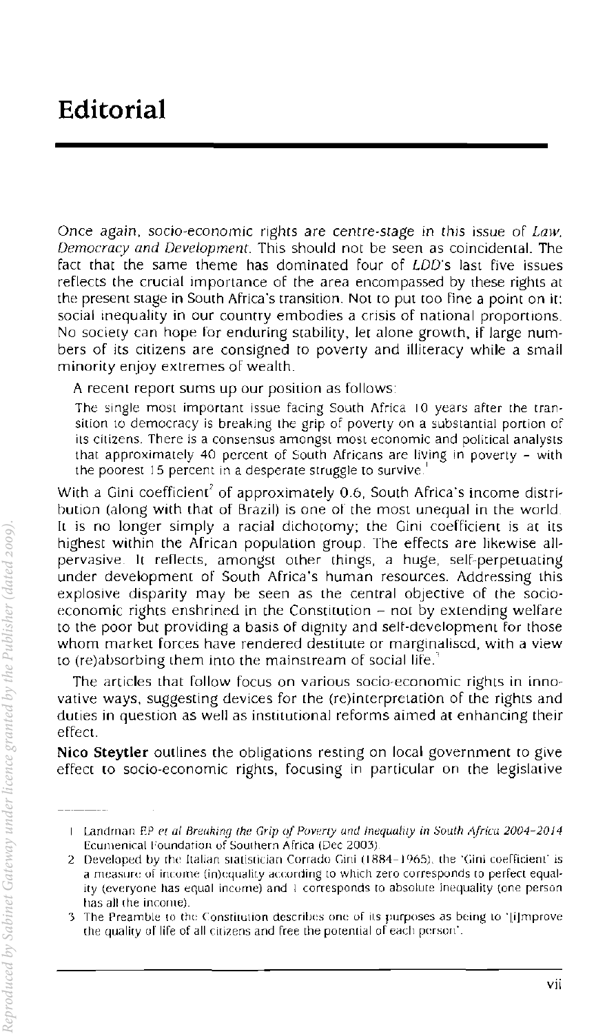# Editorial

Once again, socio-economic rights are centre-stage in this issue of *Law, Democracy and Development*. This should not be seen as coincidental. The fact that the same theme has dominated four of *LDD*'s last five issues reflects the crucial importance of the area encompassed by these rights at the present stage in South Africa's transition. Not to put too fine a point on it: social inequality in our country embodies a crisis of national proportions. No society can hope for enduring stability, let alone growth, if large numbers of its citizens are consigned to poverty and illiteracy while a small minority enjoy extremes of wealth.

A recent report sums up our position as follows:

> The single most important issue facing South Africa 10 years after the transition to democracy is breaking the grip of poverty on a substantial portion of its citizens. There is a consensus amongst most economic and political analysts that approximately 40 percent of South Africans are living in poverty – with the poorest 15 percent in a desperate struggle to survive.[1]

With a Gini coefficient[2] of approximately 0.6, South Africa's income distribution (along with that of Brazil) is one of the most unequal in the world. It is no longer simply a racial dichotomy; the Gini coefficient is at its highest within the African population group. The effects are likewise all-pervasive. It reflects, amongst other things, a huge, self-perpetuating under development of South Africa's human resources. Addressing this explosive disparity may be seen as the central objective of the socio-economic rights enshrined in the Constitution – not by extending welfare to the poor but providing a basis of dignity and self-development for those whom market forces have rendered destitute or marginalised, with a view to (re)absorbing them into the mainstream of social life.[3]

The articles that follow focus on various socio-economic rights in innovative ways, suggesting devices for the (re)interpretation of the rights and duties in question as well as institutional reforms aimed at enhancing their effect.

**Nico Steytler** outlines the obligations resting on local government to give effect to socio-economic rights, focusing in particular on the legislative

---

1 Landman EP *et al Breaking the Grip of Poverty and Inequality in South Africa 2004–2014* Ecumenical Foundation of Southern Africa (Dec 2003).

2 Developed by the Italian statistician Corrado Gini (1884–1965), the 'Gini coefficient' is a measure of income (in)equality according to which zero corresponds to perfect equality (everyone has equal income) and 1 corresponds to absolute inequality (one person has all the income).

3 The Preamble to the Constitution describes one of its purposes as being to '[i]mprove the quality of life of all citizens and free the potential of each person'.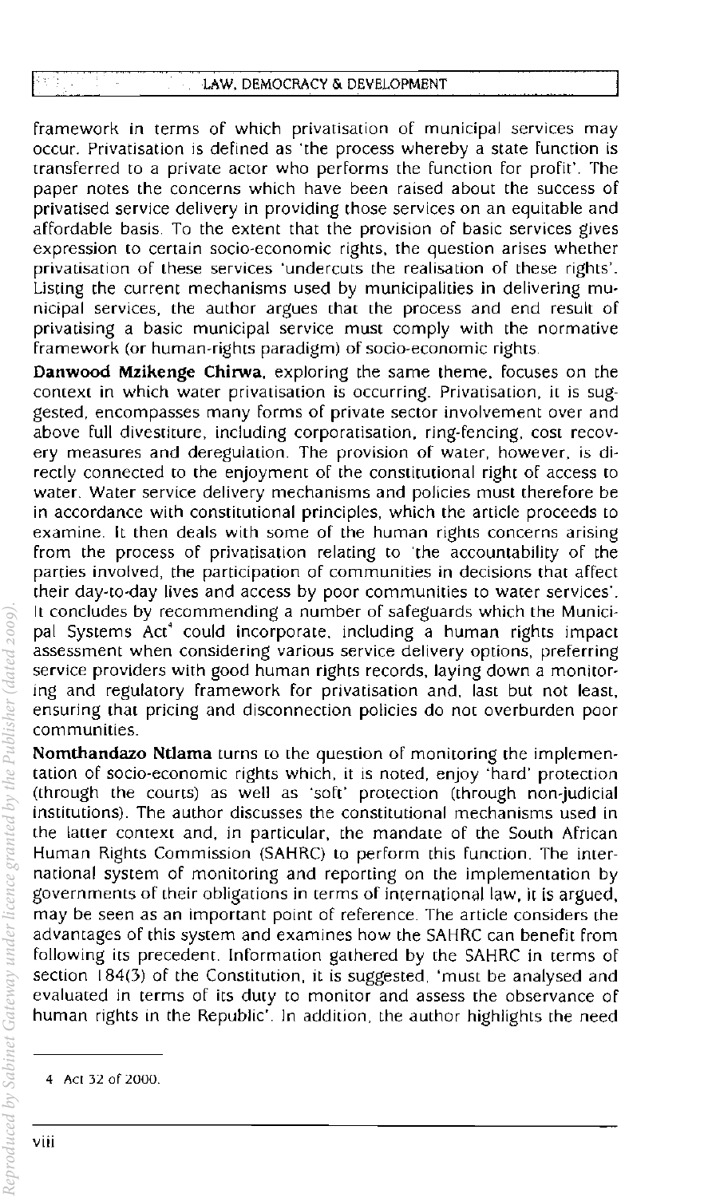framework in terms of which privatisation of municipal services may occur. Privatisation is defined as 'the process whereby a state function is transferred to a private actor who performs the function for profit'. The paper notes the concerns which have been raised about the success of privatised service delivery in providing those services on an equitable and affordable basis. To the extent that the provision of basic services gives expression to certain socio-economic rights, the question arises whether privatisation of these services 'undercuts the realisation of these rights'. Listing the current mechanisms used by municipalities in delivering municipal services, the author argues that the process and end result of privatising a basic municipal service must comply with the normative framework (or human-rights paradigm) of socio-economic rights.

**Danwood Mzikenge Chirwa**, exploring the same theme, focuses on the context in which water privatisation is occurring. Privatisation, it is suggested, encompasses many forms of private sector involvement over and above full divestiture, including corporatisation, ring-fencing, cost recovery measures and deregulation. The provision of water, however, is directly connected to the enjoyment of the constitutional right of access to water. Water service delivery mechanisms and policies must therefore be in accordance with constitutional principles, which the article proceeds to examine. It then deals with some of the human rights concerns arising from the process of privatisation relating to 'the accountability of the parties involved, the participation of communities in decisions that affect their day-to-day lives and access by poor communities to water services'. It concludes by recommending a number of safeguards which the Municipal Systems Act[4] could incorporate, including a human rights impact assessment when considering various service delivery options, preferring service providers with good human rights records, laying down a monitoring and regulatory framework for privatisation and, last but not least, ensuring that pricing and disconnection policies do not overburden poor communities.

**Nomthandazo Ntlama** turns to the question of monitoring the implementation of socio-economic rights which, it is noted, enjoy 'hard' protection (through the courts) as well as 'soft' protection (through non-judicial institutions). The author discusses the constitutional mechanisms used in the latter context and, in particular, the mandate of the South African Human Rights Commission (SAHRC) to perform this function. The international system of monitoring and reporting on the implementation by governments of their obligations in terms of international law, it is argued, may be seen as an important point of reference. The article considers the advantages of this system and examines how the SAHRC can benefit from following its precedent. Information gathered by the SAHRC in terms of section 184(3) of the Constitution, it is suggested, 'must be analysed and evaluated in terms of its duty to monitor and assess the observance of human rights in the Republic'. In addition, the author highlights the need

4 Act 32 of 2000.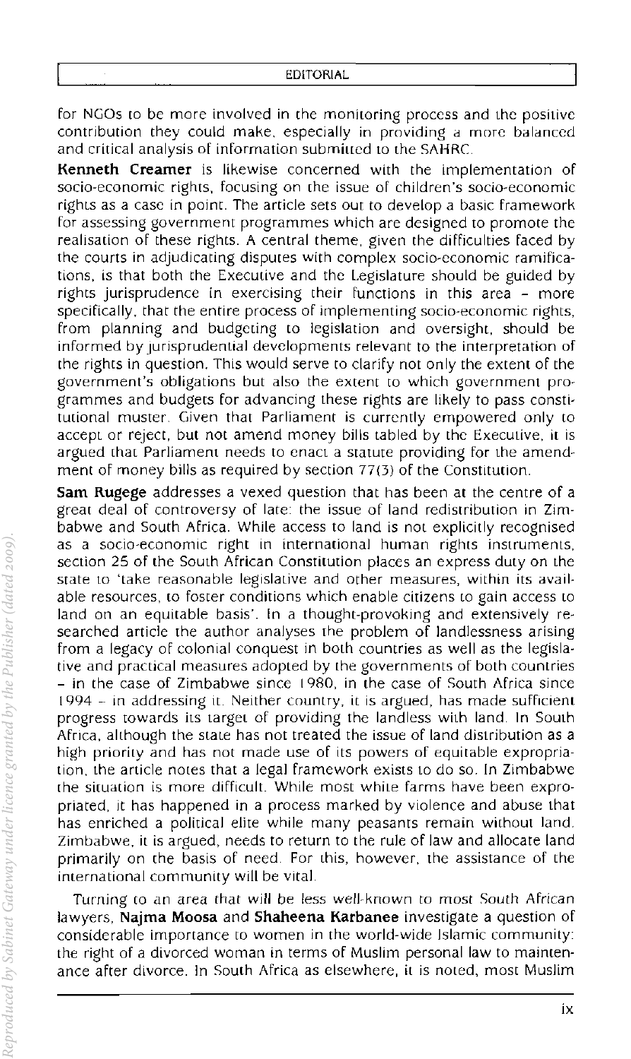for NGOs to be more involved in the monitoring process and the positive contribution they could make, especially in providing a more balanced and critical analysis of information submitted to the SAHRC.

**Kenneth Creamer** is likewise concerned with the implementation of socio-economic rights, focusing on the issue of children's socio-economic rights as a case in point. The article sets out to develop a basic framework for assessing government programmes which are designed to promote the realisation of these rights. A central theme, given the difficulties faced by the courts in adjudicating disputes with complex socio-economic ramifications, is that both the Executive and the Legislature should be guided by rights jurisprudence in exercising their functions in this area – more specifically, that the entire process of implementing socio-economic rights, from planning and budgeting to legislation and oversight, should be informed by jurisprudential developments relevant to the interpretation of the rights in question. This would serve to clarify not only the extent of the government's obligations but also the extent to which government programmes and budgets for advancing these rights are likely to pass constitutional muster. Given that Parliament is currently empowered only to accept or reject, but not amend money bills tabled by the Executive, it is argued that Parliament needs to enact a statute providing for the amendment of money bills as required by section 77(3) of the Constitution.

**Sam Rugege** addresses a vexed question that has been at the centre of a great deal of controversy of late: the issue of land redistribution in Zimbabwe and South Africa. While access to land is not explicitly recognised as a socio-economic right in international human rights instruments, section 25 of the South African Constitution places an express duty on the state to 'take reasonable legislative and other measures, within its available resources, to foster conditions which enable citizens to gain access to land on an equitable basis'. In a thought-provoking and extensively researched article the author analyses the problem of landlessness arising from a legacy of colonial conquest in both countries as well as the legislative and practical measures adopted by the governments of both countries – in the case of Zimbabwe since 1980, in the case of South Africa since 1994 – in addressing it. Neither country, it is argued, has made sufficient progress towards its target of providing the landless with land. In South Africa, although the state has not treated the issue of land distribution as a high priority and has not made use of its powers of equitable expropriation, the article notes that a legal framework exists to do so. In Zimbabwe the situation is more difficult. While most white farms have been expropriated, it has happened in a process marked by violence and abuse that has enriched a political elite while many peasants remain without land. Zimbabwe, it is argued, needs to return to the rule of law and allocate land primarily on the basis of need. For this, however, the assistance of the international community will be vital.

Turning to an area that will be less well-known to most South African lawyers, **Najma Moosa** and **Shaheena Karbanee** investigate a question of considerable importance to women in the world-wide Islamic community: the right of a divorced woman in terms of Muslim personal law to maintenance after divorce. In South Africa as elsewhere, it is noted, most Muslim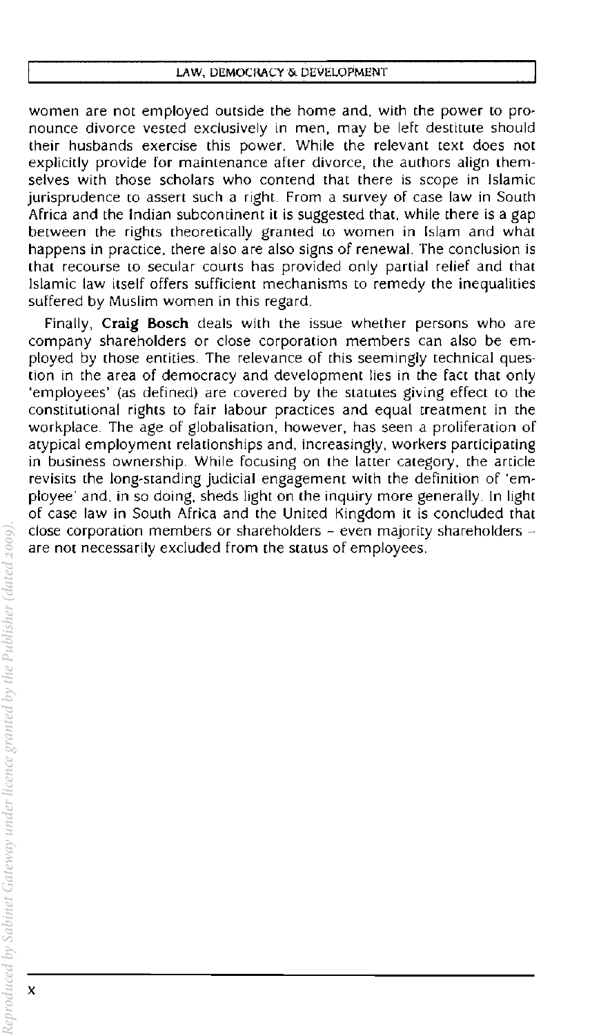women are not employed outside the home and, with the power to pronounce divorce vested exclusively in men, may be left destitute should their husbands exercise this power. While the relevant text does not explicitly provide for maintenance after divorce, the authors align themselves with those scholars who contend that there is scope in Islamic jurisprudence to assert such a right. From a survey of case law in South Africa and the Indian subcontinent it is suggested that, while there is a gap between the rights theoretically granted to women in Islam and what happens in practice, there also are also signs of renewal. The conclusion is that recourse to secular courts has provided only partial relief and that Islamic law itself offers sufficient mechanisms to remedy the inequalities suffered by Muslim women in this regard.

Finally, **Craig Bosch** deals with the issue whether persons who are company shareholders or close corporation members can also be employed by those entities. The relevance of this seemingly technical question in the area of democracy and development lies in the fact that only 'employees' (as defined) are covered by the statutes giving effect to the constitutional rights to fair labour practices and equal treatment in the workplace. The age of globalisation, however, has seen a proliferation of atypical employment relationships and, increasingly, workers participating in business ownership. While focusing on the latter category, the article revisits the long-standing judicial engagement with the definition of 'employee' and, in so doing, sheds light on the inquiry more generally. In light of case law in South Africa and the United Kingdom it is concluded that close corporation members or shareholders – even majority shareholders – are not necessarily excluded from the status of employees.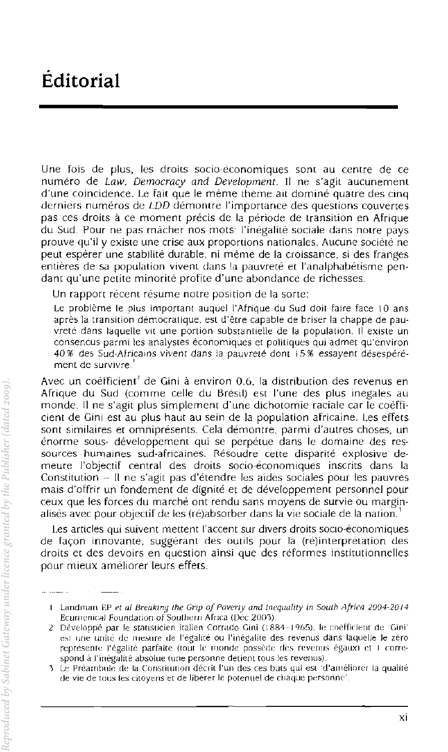# Éditorial

Une fois de plus, les droits socio-économiques sont au centre de ce numéro de *Law, Democracy and Development*. Il ne s'agit aucunement d'une coïncidence. Le fait que le même thème ait dominé quatre des cinq derniers numéros de *LDD* démontre l'importance des questions couvertes pas ces droits à ce moment précis de la période de transition en Afrique du Sud. Pour ne pas mâcher nos mots: l'inégalité sociale dans notre pays prouve qu'il y existe une crise aux proportions nationales. Aucune société ne peut espérer une stabilité durable, ni même de la croissance, si des franges entières de sa population vivent dans la pauvreté et l'analphabétisme pendant qu'une petite minorité profite d'une abondance de richesses.

Un rapport récent résume notre position de la sorte:

> Le problème le plus important auquel l'Afrique du Sud doit faire face 10 ans après la transition démocratique, est d'être capable de briser la chappe de pauvreté dans laquelle vit une portion substantielle de la population. Il existe un consencus parmi les analystes économiques et politiques qui admet qu'environ 40% des Sud-Africains vivent dans la pauvreté dont 15% essayent désespérément de survivre.[1]

Avec un coëfficient[2] de Gini à environ 0,6, la distribution des revenus en Afrique du Sud (comme celle du Brésil) est l'une des plus inégales au monde. Il ne s'agit plus simplement d'une dichotomie raciale car le coëfficient de Gini est au plus haut au sein de la population africaine. Les effets sont similaires et omniprésents. Cela démontre, parmi d'autres choses, un énorme sous- développement qui se perpétue dans le domaine des ressources humaines sud-africaines. Résoudre cette disparité explosive demeure l'objectif central des droits socio-économiques inscrits dans la Constitution – Il ne s'agit pas d'étendre les aides sociales pour les pauvres mais d'offrir un fondement de dignité et de développement personnel pour ceux que les forces du marché ont rendu sans moyens de survie ou marginalisés avec pour objectif de les (ré)absorber dans la vie sociale de la nation.[3]

Les articles qui suivent mettent l'accent sur divers droits socio-économiques de façon innovante, suggérant des outils pour la (ré)interprétation des droits et des devoirs en question ainsi que des réformes institutionnelles pour mieux améliorer leurs effets.

---

1 Landman EP *et al Breaking the Grip of Poverty and Inequality in South Africa 2004-2014* Ecumenical Foundation of Southern Africa (Déc 2003).

2 Développé par le statisticien italien Corrado Gini (1884–1965), le coëfficient de 'Gini' est une unité de mesure de l'égalité ou l'inégalité des revenus dans laquelle le zéro représente l'égalité parfaite (tout le monde possède des revenus égaux) et 1 correspond à l'inégalité absolue (une personne détient tous les revenus).

3 Le Préambule de la Constitution décrit l'un des ces buts qui est 'd'améliorer la qualité de vie de tous les citoyens et de libérer le potentiel de chaque personne'.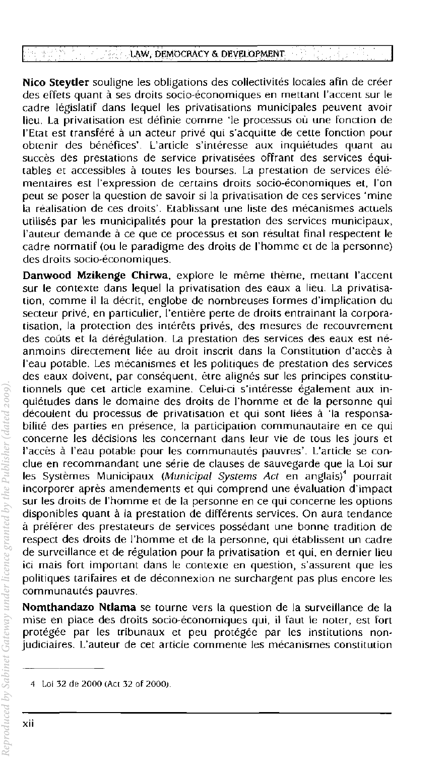**Nico Steytler** souligne les obligations des collectivités locales afin de créer des effets quant à ses droits socio-économiques en mettant l'accent sur le cadre législatif dans lequel les privatisations municipales peuvent avoir lieu. La privatisation est définie comme 'le processus où une fonction de l'Etat est transféré à un acteur privé qui s'acquitte de cette fonction pour obtenir des bénéfices'. L'article s'intéresse aux inquiétudes quant au succès des prestations de service privatisées offrant des services équitables et accessibles à toutes les bourses. La prestation de services élémentaires est l'expression de certains droits socio-économiques et, l'on peut se poser la question de savoir si la privatisation de ces services 'mine la réalisation de ces droits'. Etablissant une liste des mécanismes actuels utilisés par les municipalités pour la prestation des services municipaux, l'auteur demande à ce que ce processus et son résultat final respectent le cadre normatif (ou le paradigme des droits de l'homme et de la personne) des droits socio-économiques.

**Danwood Mzikenge Chirwa**, explore le même thème, mettant l'accent sur le contexte dans lequel la privatisation des eaux a lieu. La privatisation, comme il la décrit, englobe de nombreuses formes d'implication du secteur privé, en particulier, l'entière perte de droits entraînant la corporatisation, la protection des intérêts privés, des mesures de recouvrement des coûts et la dérégulation. La prestation des services des eaux est néanmoins directement liée au droit inscrit dans la Constitution d'accès à l'eau potable. Les mécanismes et les politiques de prestation des services des eaux doivent, par conséquent, être alignés sur les principes constitutionnels que cet article examine. Celui-ci s'intéresse également aux inquiétudes dans le domaine des droits de l'homme et de la personne qui découlent du processus de privatisation et qui sont liées à 'la responsabilité des parties en présence, la participation communautaire en ce qui concerne les décisions les concernant dans leur vie de tous les jours et l'accès à l'eau potable pour les communautés pauvres'. L'article se conclue en recommandant une série de clauses de sauvegarde que la Loi sur les Systèmes Municipaux (*Municipal Systems Act* en anglais)[4] pourrait incorporer après amendements et qui comprend une évaluation d'impact sur les droits de l'homme et de la personne en ce qui concerne les options disponibles quant à la prestation de différents services. On aura tendance à préférer des prestateurs de services possédant une bonne tradition de respect des droits de l'homme et de la personne, qui établissent un cadre de surveillance et de régulation pour la privatisation et qui, en dernier lieu ici mais fort important dans le contexte en question, s'assurent que les politiques tarifaires et de déconnexion ne surchargent pas plus encore les communautés pauvres.

**Nomthandazo Ntlama** se tourne vers la question de la surveillance de la mise en place des droits socio-économiques qui, il faut le noter, est fort protégée par les tribunaux et peu protégée par les institutions non-judiciaires. L'auteur de cet article commente les mécanismes constitution

---

4 Loi 32 de 2000 (Act 32 of 2000).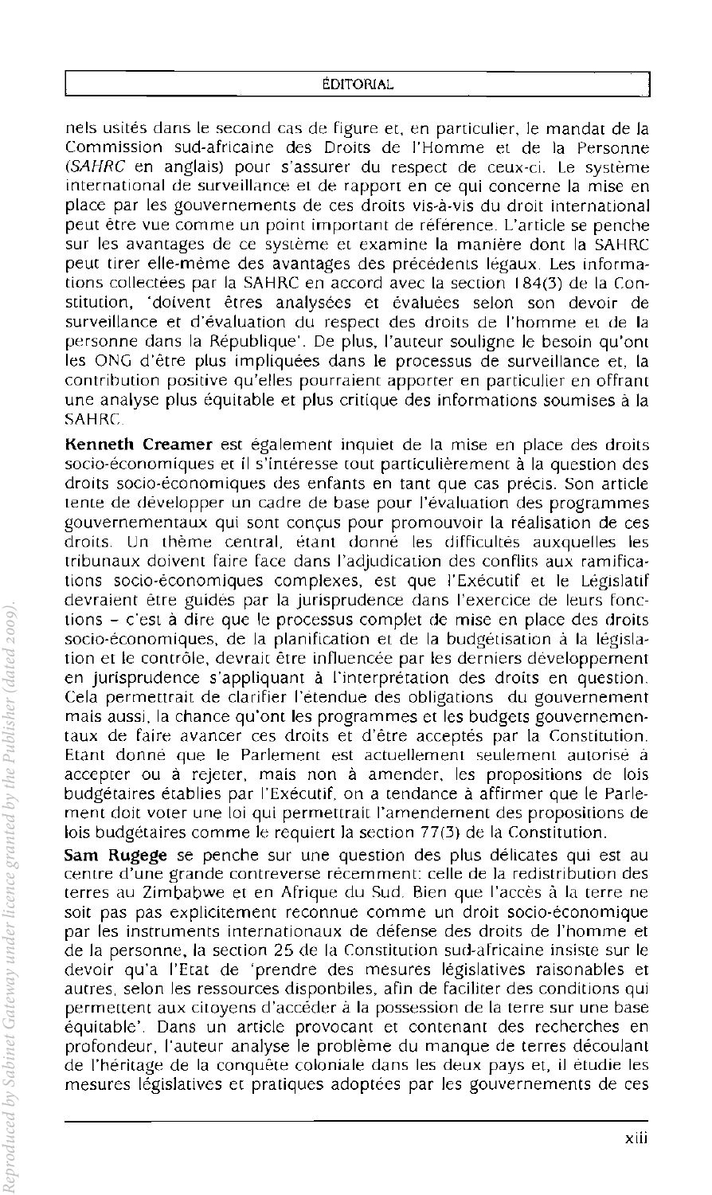nels usités dans le second cas de figure et, en particulier, le mandat de la Commission sud-africaine des Droits de l'Homme et de la Personne (*SAHRC* en anglais) pour s'assurer du respect de ceux-ci. Le système international de surveillance et de rapport en ce qui concerne la mise en place par les gouvernements de ces droits vis-à-vis du droit international peut être vue comme un point important de référence. L'article se penche sur les avantages de ce système et examine la manière dont la SAHRC peut tirer elle-même des avantages des précédents légaux. Les informations collectées par la SAHRC en accord avec la section 184(3) de la Constitution, 'doivent êtres analysées et évaluées selon son devoir de surveillance et d'évaluation du respect des droits de l'homme et de la personne dans la République'. De plus, l'auteur souligne le besoin qu'ont les ONG d'être plus impliquées dans le processus de surveillance et, la contribution positive qu'elles pourraient apporter en particulier en offrant une analyse plus équitable et plus critique des informations soumises à la SAHRC.

**Kenneth Creamer** est également inquiet de la mise en place des droits socio-économiques et il s'intéresse tout particulièrement à la question des droits socio-économiques des enfants en tant que cas précis. Son article tente de développer un cadre de base pour l'évaluation des programmes gouvernementaux qui sont conçus pour promouvoir la réalisation de ces droits. Un thème central, étant donné les difficultés auxquelles les tribunaux doivent faire face dans l'adjudication des conflits aux ramifications socio-économiques complexes, est que l'Exécutif et le Législatif devraient être guidés par la jurisprudence dans l'exercice de leurs fonctions – c'est à dire que le processus complet de mise en place des droits socio-économiques, de la planification et de la budgétisation à la législation et le contrôle, devrait être influencée par les derniers développement en jurisprudence s'appliquant à l'interprétation des droits en question. Cela permettrait de clarifier l'étendue des obligations du gouvernement mais aussi, la chance qu'ont les programmes et les budgets gouvernementaux de faire avancer ces droits et d'être acceptés par la Constitution. Etant donné que le Parlement est actuellement seulement autorisé à accepter ou à rejeter, mais non à amender, les propositions de lois budgétaires établies par l'Exécutif, on a tendance à affirmer que le Parlement doit voter une loi qui permettrait l'amendement des propositions de lois budgétaires comme le requiert la section 77(3) de la Constitution.

**Sam Rugege** se penche sur une question des plus délicates qui est au centre d'une grande contreverse récemment: celle de la redistribution des terres au Zimbabwe et en Afrique du Sud. Bien que l'accès à la terre ne soit pas pas explicitement reconnue comme un droit socio-économique par les instruments internationaux de défense des droits de l'homme et de la personne, la section 25 de la Constitution sud-africaine insiste sur le devoir qu'a l'Etat de 'prendre des mesures législatives raisonables et autres, selon les ressources disponbiles, afin de faciliter des conditions qui permettent aux citoyens d'accéder à la possession de la terre sur une base équitable'. Dans un article provocant et contenant des recherches en profondeur, l'auteur analyse le problème du manque de terres découlant de l'héritage de la conquête coloniale dans les deux pays et, il étudie les mesures législatives et pratiques adoptées par les gouvernements de ces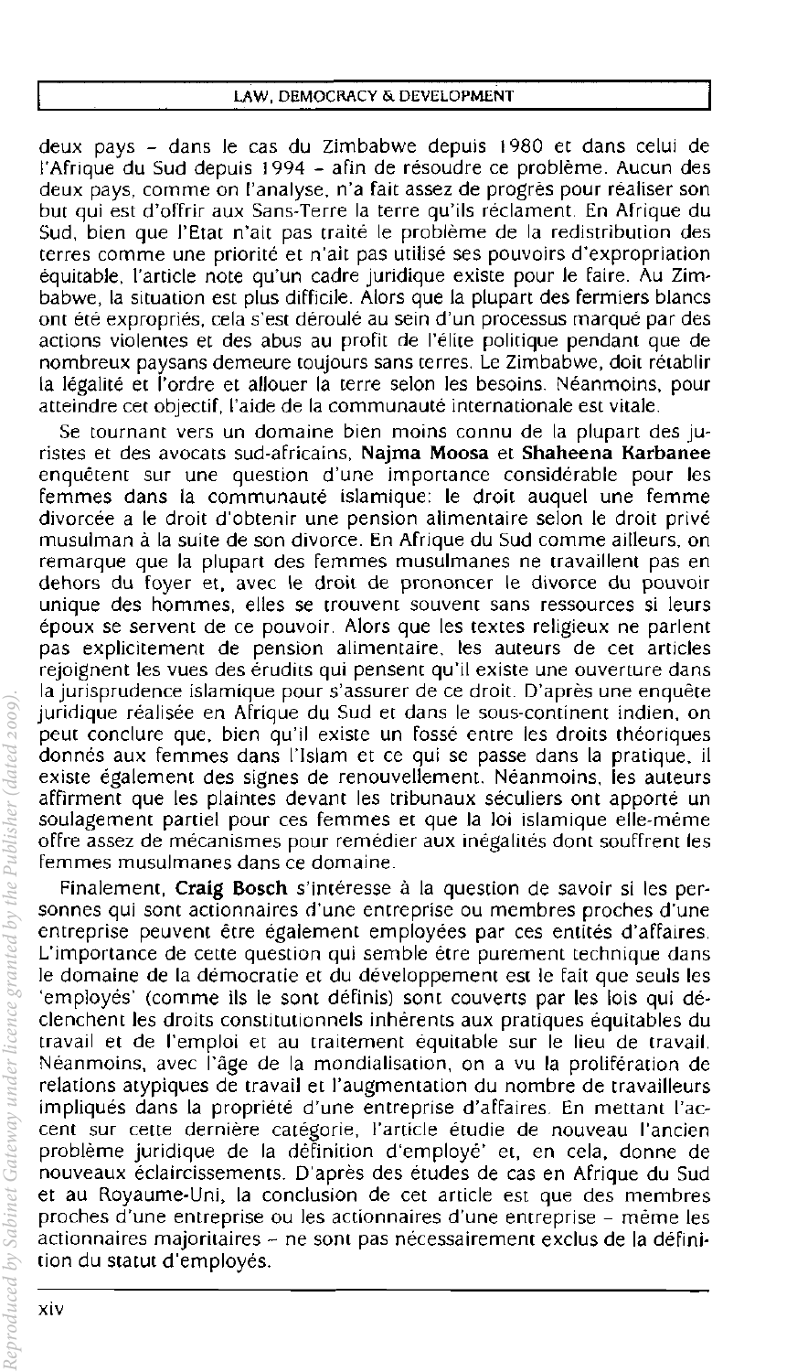deux pays – dans le cas du Zimbabwe depuis 1980 et dans celui de l'Afrique du Sud depuis 1994 – afin de résoudre ce problème. Aucun des deux pays, comme on l'analyse, n'a fait assez de progrès pour réaliser son but qui est d'offrir aux Sans-Terre la terre qu'ils réclament. En Afrique du Sud, bien que l'Etat n'ait pas traité le problème de la redistribution des terres comme une priorité et n'ait pas utilisé ses pouvoirs d'expropriation équitable, l'article note qu'un cadre juridique existe pour le faire. Au Zimbabwe, la situation est plus difficile. Alors que la plupart des fermiers blancs ont été expropriés, cela s'est déroulé au sein d'un processus marqué par des actions violentes et des abus au profit de l'élite politique pendant que de nombreux paysans demeure toujours sans terres. Le Zimbabwe, doit rétablir la légalité et l'ordre et allouer la terre selon les besoins. Néanmoins, pour atteindre cet objectif, l'aide de la communauté internationale est vitale.

Se tournant vers un domaine bien moins connu de la plupart des juristes et des avocats sud-africains, **Najma Moosa** et **Shaheena Karbanee** enquêtent sur une question d'une importance considérable pour les femmes dans la communauté islamique: le droit auquel une femme divorcée a le droit d'obtenir une pension alimentaire selon le droit privé musulman à la suite de son divorce. En Afrique du Sud comme ailleurs, on remarque que la plupart des femmes musulmanes ne travaillent pas en dehors du foyer et, avec le droit de prononcer le divorce du pouvoir unique des hommes, elles se trouvent souvent sans ressources si leurs époux se servent de ce pouvoir. Alors que les textes religieux ne parlent pas explicitement de pension alimentaire, les auteurs de cet articles rejoignent les vues des érudits qui pensent qu'il existe une ouverture dans la jurisprudence islamique pour s'assurer de ce droit. D'après une enquête juridique réalisée en Afrique du Sud et dans le sous-continent indien, on peut conclure que, bien qu'il existe un fossé entre les droits théoriques donnés aux femmes dans l'Islam et ce qui se passe dans la pratique, il existe également des signes de renouvellement. Néanmoins, les auteurs affirment que les plaintes devant les tribunaux séculiers ont apporté un soulagement partiel pour ces femmes et que la loi islamique elle-même offre assez de mécanismes pour remédier aux inégalités dont souffrent les femmes musulmanes dans ce domaine.

Finalement, **Craig Bosch** s'intéresse à la question de savoir si les personnes qui sont actionnaires d'une entreprise ou membres proches d'une entreprise peuvent être également employées par ces entités d'affaires. L'importance de cette question qui semble être purement technique dans le domaine de la démocratie et du développement est le fait que seuls les 'employés' (comme ils le sont définis) sont couverts par les lois qui déclenchent les droits constitutionnels inhérents aux pratiques équitables du travail et de l'emploi et au traitement équitable sur le lieu de travail. Néanmoins, avec l'âge de la mondialisation, on a vu la prolifération de relations atypiques de travail et l'augmentation du nombre de travailleurs impliqués dans la propriété d'une entreprise d'affaires. En mettant l'accent sur cette dernière catégorie, l'article étudie de nouveau l'ancien problème juridique de la définition d'employé' et, en cela, donne de nouveaux éclaircissements. D'après des études de cas en Afrique du Sud et au Royaume-Uni, la conclusion de cet article est que des membres proches d'une entreprise ou les actionnaires d'une entreprise – même les actionnaires majoritaires – ne sont pas nécessairement exclus de la définition du statut d'employés.